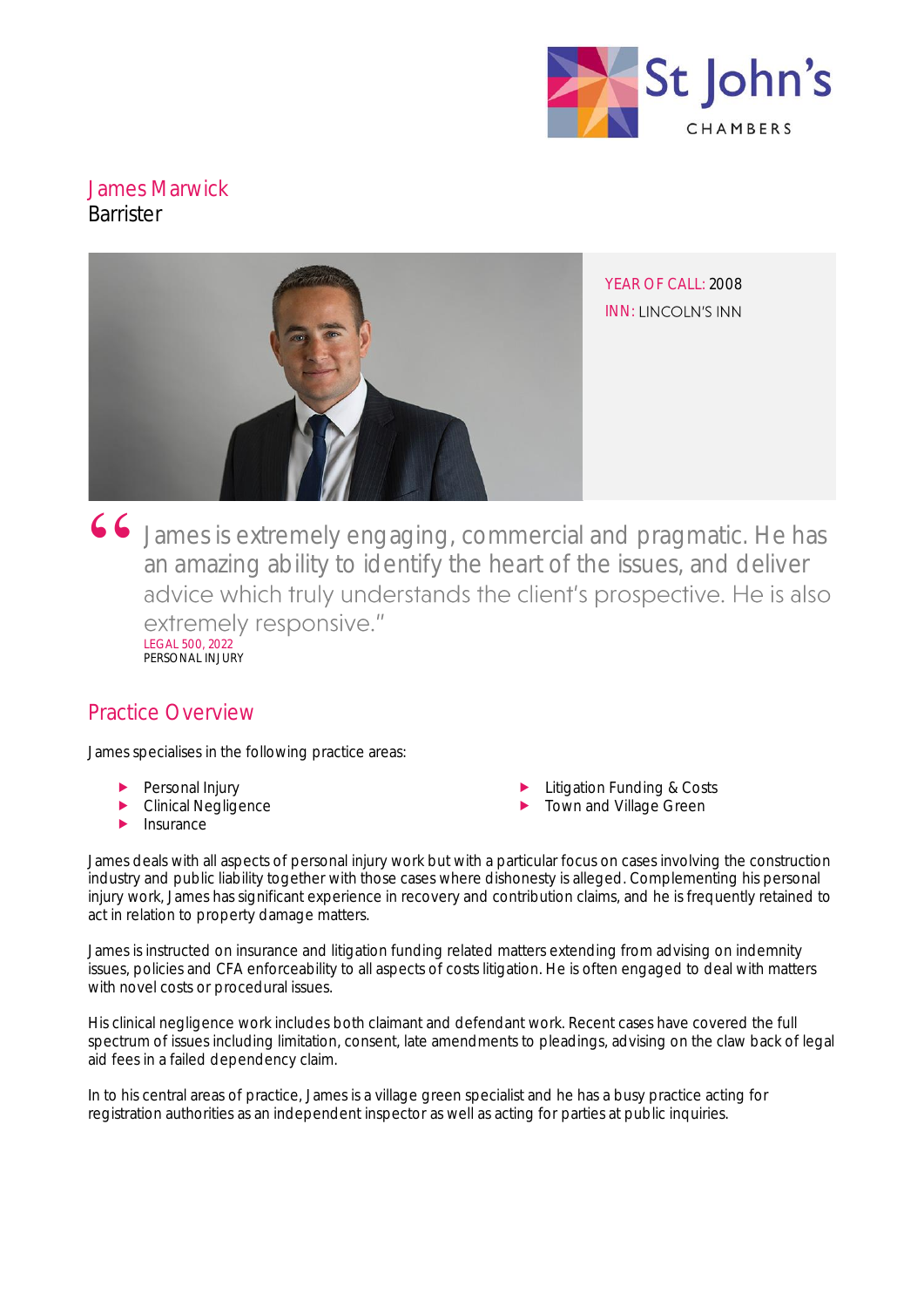# James Marwick

Barrister

YEAR OF CALL: 2008

INN: LINCOLN'S INN

> "James is extremely engaging, commercial and pragmatic. He has an amazing ability to identify the heart of the issues, and deliver advice which truly understands the client's prospective. He is also extremely responsive."
>
> LEGAL 500, 2022
> PERSONAL INJURY

## Practice Overview

James specialises in the following practice areas:

- Personal Injury
- Clinical Negligence
- Insurance
- Litigation Funding & Costs
- Town and Village Green

James deals with all aspects of personal injury work but with a particular focus on cases involving the construction industry and public liability together with those cases where dishonesty is alleged. Complementing his personal injury work, James has significant experience in recovery and contribution claims, and he is frequently retained to act in relation to property damage matters.

James is instructed on insurance and litigation funding related matters extending from advising on indemnity issues, policies and CFA enforceability to all aspects of costs litigation. He is often engaged to deal with matters with novel costs or procedural issues.

His clinical negligence work includes both claimant and defendant work. Recent cases have covered the full spectrum of issues including limitation, consent, late amendments to pleadings, advising on the claw back of legal aid fees in a failed dependency claim.

In to his central areas of practice, James is a village green specialist and he has a busy practice acting for registration authorities as an independent inspector as well as acting for parties at public inquiries.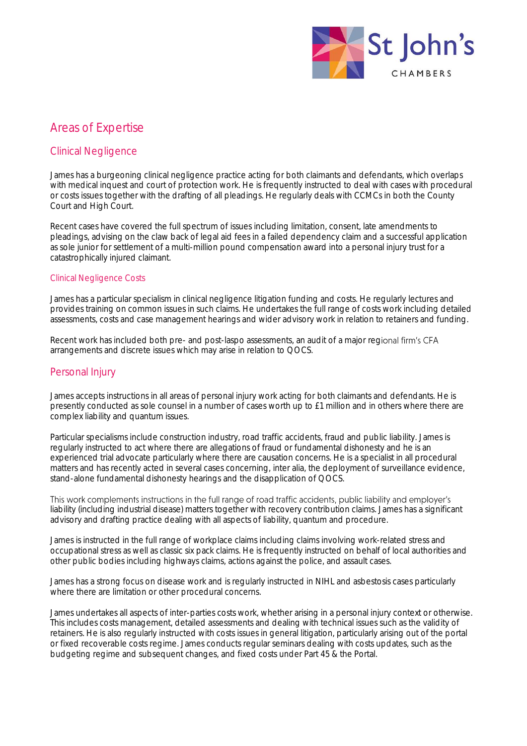## Areas of Expertise

### Clinical Negligence

James has a burgeoning clinical negligence practice acting for both claimants and defendants, which overlaps with medical inquest and court of protection work. He is frequently instructed to deal with cases with procedural or costs issues together with the drafting of all pleadings. He regularly deals with CCMCs in both the County Court and High Court.

Recent cases have covered the full spectrum of issues including limitation, consent, late amendments to pleadings, advising on the claw back of legal aid fees in a failed dependency claim and a successful application as sole junior for settlement of a multi-million pound compensation award into a personal injury trust for a catastrophically injured claimant.

#### Clinical Negligence Costs

James has a particular specialism in clinical negligence litigation funding and costs. He regularly lectures and provides training on common issues in such claims. He undertakes the full range of costs work including detailed assessments, costs and case management hearings and wider advisory work in relation to retainers and funding.

Recent work has included both pre- and post-laspo assessments, an audit of a major regional firm's CFA arrangements and discrete issues which may arise in relation to QOCS.

### Personal Injury

James accepts instructions in all areas of personal injury work acting for both claimants and defendants. He is presently conducted as sole counsel in a number of cases worth up to £1 million and in others where there are complex liability and quantum issues.

Particular specialisms include construction industry, road traffic accidents, fraud and public liability. James is regularly instructed to act where there are allegations of fraud or fundamental dishonesty and he is an experienced trial advocate particularly where there are causation concerns. He is a specialist in all procedural matters and has recently acted in several cases concerning, inter alia, the deployment of surveillance evidence, stand-alone fundamental dishonesty hearings and the disapplication of QOCS.

This work complements instructions in the full range of road traffic accidents, public liability and employer's liability (including industrial disease) matters together with recovery contribution claims. James has a significant advisory and drafting practice dealing with all aspects of liability, quantum and procedure.

James is instructed in the full range of workplace claims including claims involving work-related stress and occupational stress as well as classic six pack claims. He is frequently instructed on behalf of local authorities and other public bodies including highways claims, actions against the police, and assault cases.

James has a strong focus on disease work and is regularly instructed in NIHL and asbestosis cases particularly where there are limitation or other procedural concerns.

James undertakes all aspects of inter-parties costs work, whether arising in a personal injury context or otherwise. This includes costs management, detailed assessments and dealing with technical issues such as the validity of retainers. He is also regularly instructed with costs issues in general litigation, particularly arising out of the portal or fixed recoverable costs regime. James conducts regular seminars dealing with costs updates, such as the budgeting regime and subsequent changes, and fixed costs under Part 45 & the Portal.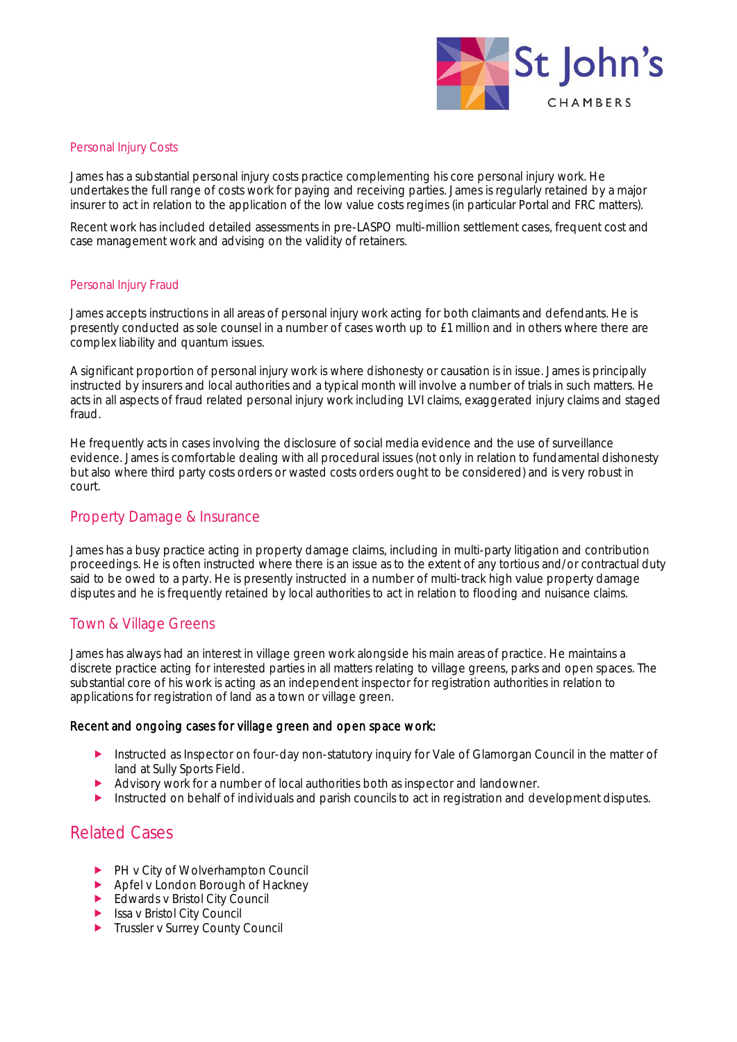### Personal Injury Costs

James has a substantial personal injury costs practice complementing his core personal injury work. He undertakes the full range of costs work for paying and receiving parties. James is regularly retained by a major insurer to act in relation to the application of the low value costs regimes (in particular Portal and FRC matters).

Recent work has included detailed assessments in pre-LASPO multi-million settlement cases, frequent cost and case management work and advising on the validity of retainers.

### Personal Injury Fraud

James accepts instructions in all areas of personal injury work acting for both claimants and defendants. He is presently conducted as sole counsel in a number of cases worth up to £1 million and in others where there are complex liability and quantum issues.

A significant proportion of personal injury work is where dishonesty or causation is in issue. James is principally instructed by insurers and local authorities and a typical month will involve a number of trials in such matters. He acts in all aspects of fraud related personal injury work including LVI claims, exaggerated injury claims and staged fraud.

He frequently acts in cases involving the disclosure of social media evidence and the use of surveillance evidence. James is comfortable dealing with all procedural issues (not only in relation to fundamental dishonesty but also where third party costs orders or wasted costs orders ought to be considered) and is very robust in court.

## Property Damage & Insurance

James has a busy practice acting in property damage claims, including in multi-party litigation and contribution proceedings. He is often instructed where there is an issue as to the extent of any tortious and/or contractual duty said to be owed to a party. He is presently instructed in a number of multi-track high value property damage disputes and he is frequently retained by local authorities to act in relation to flooding and nuisance claims.

## Town & Village Greens

James has always had an interest in village green work alongside his main areas of practice. He maintains a discrete practice acting for interested parties in all matters relating to village greens, parks and open spaces. The substantial core of his work is acting as an independent inspector for registration authorities in relation to applications for registration of land as a town or village green.

**Recent and ongoing cases for village green and open space work:**

- Instructed as Inspector on four-day non-statutory inquiry for Vale of Glamorgan Council in the matter of land at Sully Sports Field.
- Advisory work for a number of local authorities both as inspector and landowner.
- Instructed on behalf of individuals and parish councils to act in registration and development disputes.

# Related Cases

- PH v City of Wolverhampton Council
- Apfel v London Borough of Hackney
- Edwards v Bristol City Council
- Issa v Bristol City Council
- Trussler v Surrey County Council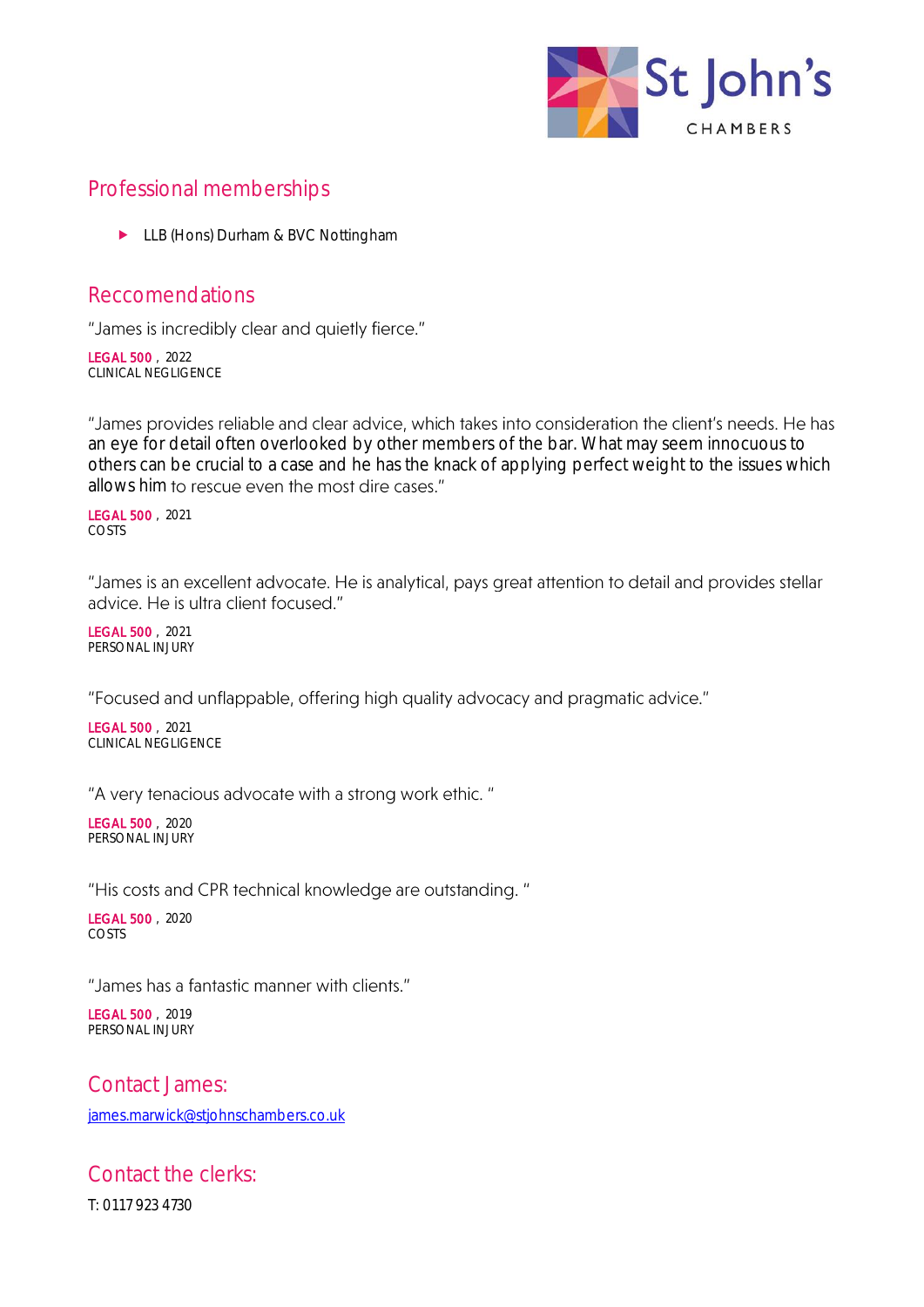## Professional memberships

- LLB (Hons) Durham & BVC Nottingham

## Reccomendations

"James is incredibly clear and quietly fierce."

**LEGAL 500** , 2022
CLINICAL NEGLIGENCE

"James provides reliable and clear advice, which takes into consideration the client's needs. He has an eye for detail often overlooked by other members of the bar. What may seem innocuous to others can be crucial to a case and he has the knack of applying perfect weight to the issues which allows him to rescue even the most dire cases."

**LEGAL 500** , 2021
COSTS

"James is an excellent advocate. He is analytical, pays great attention to detail and provides stellar advice. He is ultra client focused."

**LEGAL 500** , 2021
PERSONAL INJURY

"Focused and unflappable, offering high quality advocacy and pragmatic advice."

**LEGAL 500** , 2021
CLINICAL NEGLIGENCE

"A very tenacious advocate with a strong work ethic. "

**LEGAL 500** , 2020
PERSONAL INJURY

"His costs and CPR technical knowledge are outstanding. "

**LEGAL 500** , 2020
COSTS

"James has a fantastic manner with clients."

**LEGAL 500** , 2019
PERSONAL INJURY

## Contact James:

james.marwick@stjohnschambers.co.uk

## Contact the clerks:

T: 0117 923 4730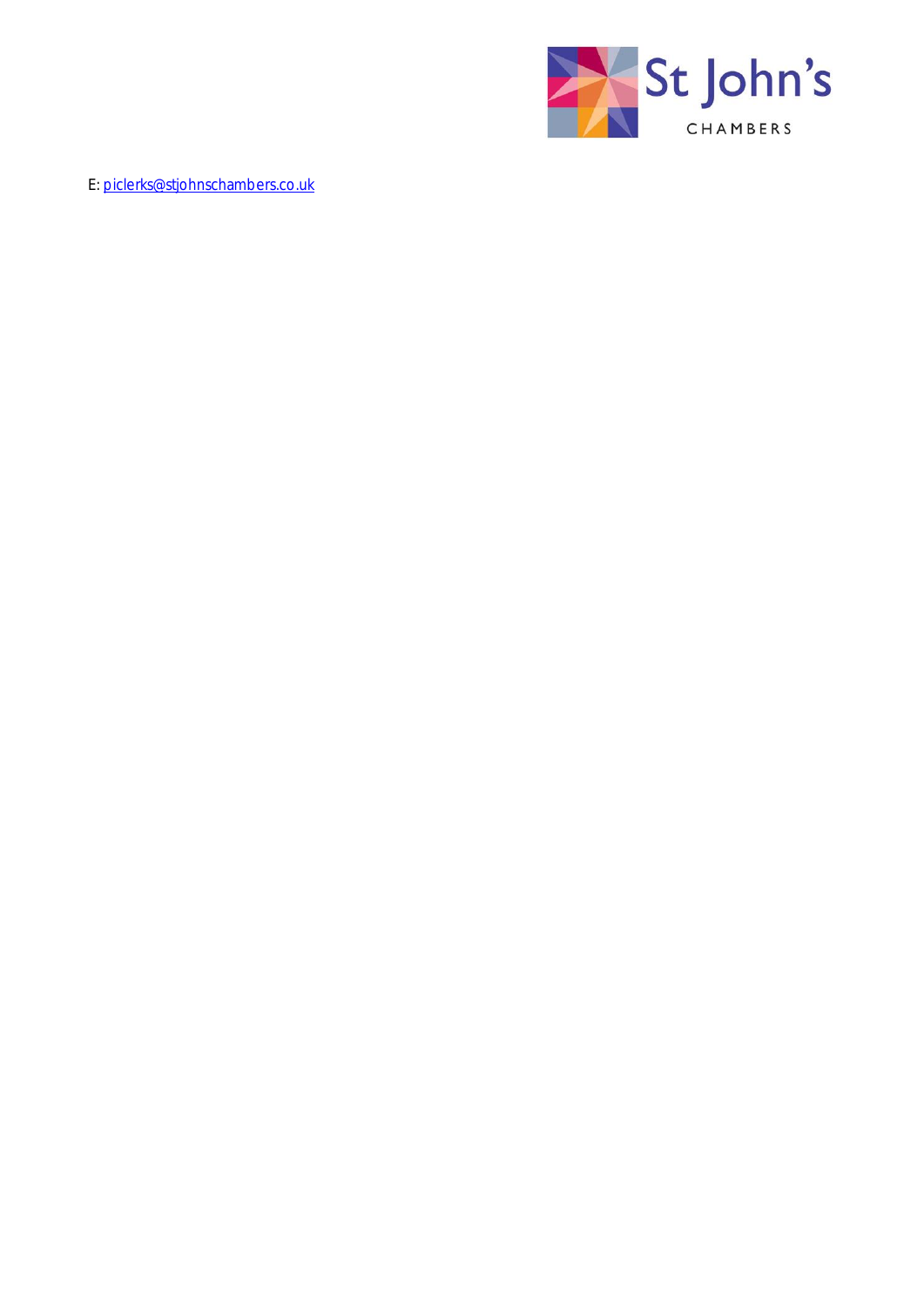E: piclerks@stjohnschambers.co.uk